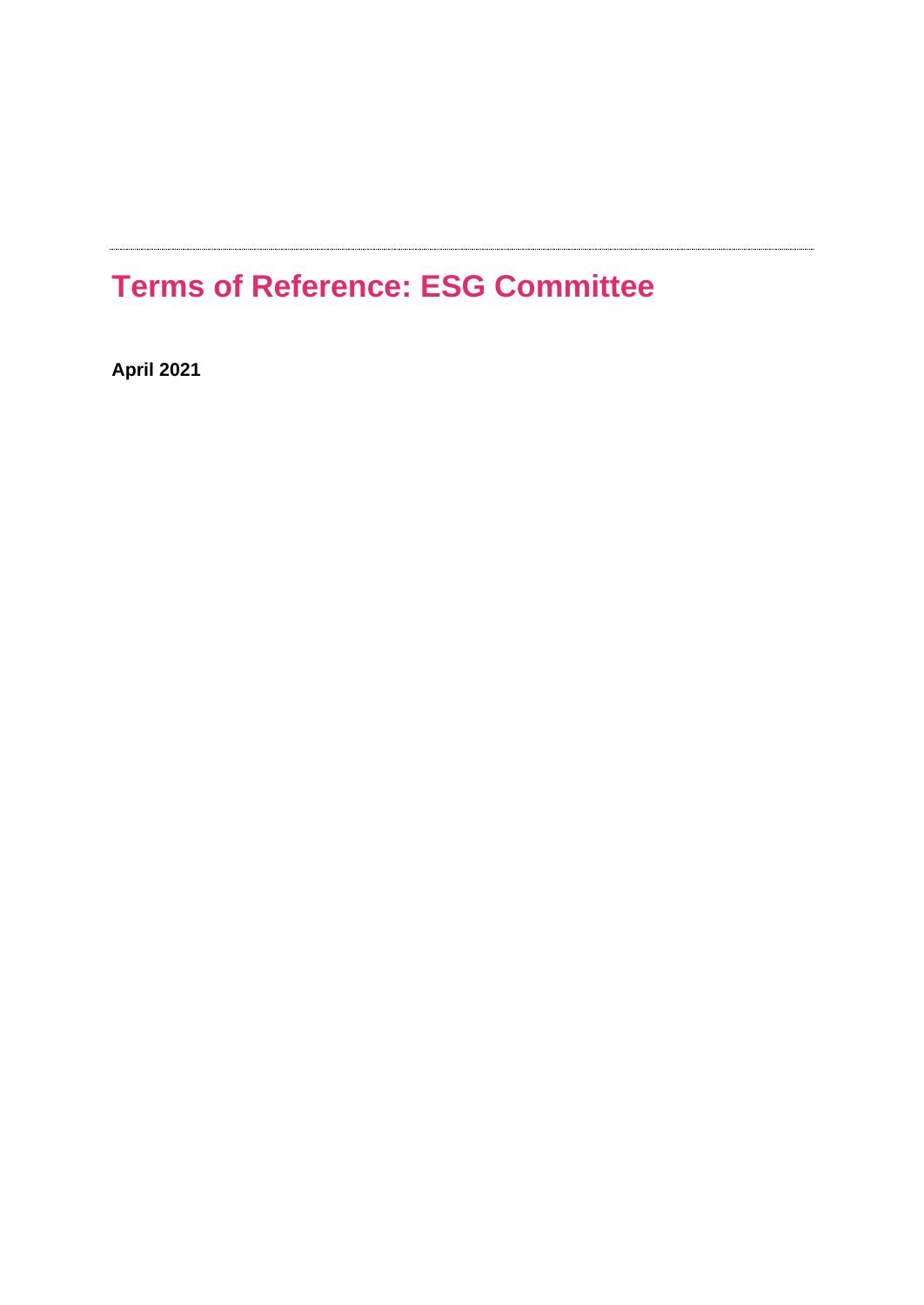# Terms of Reference: ESG Committee

**April 2021**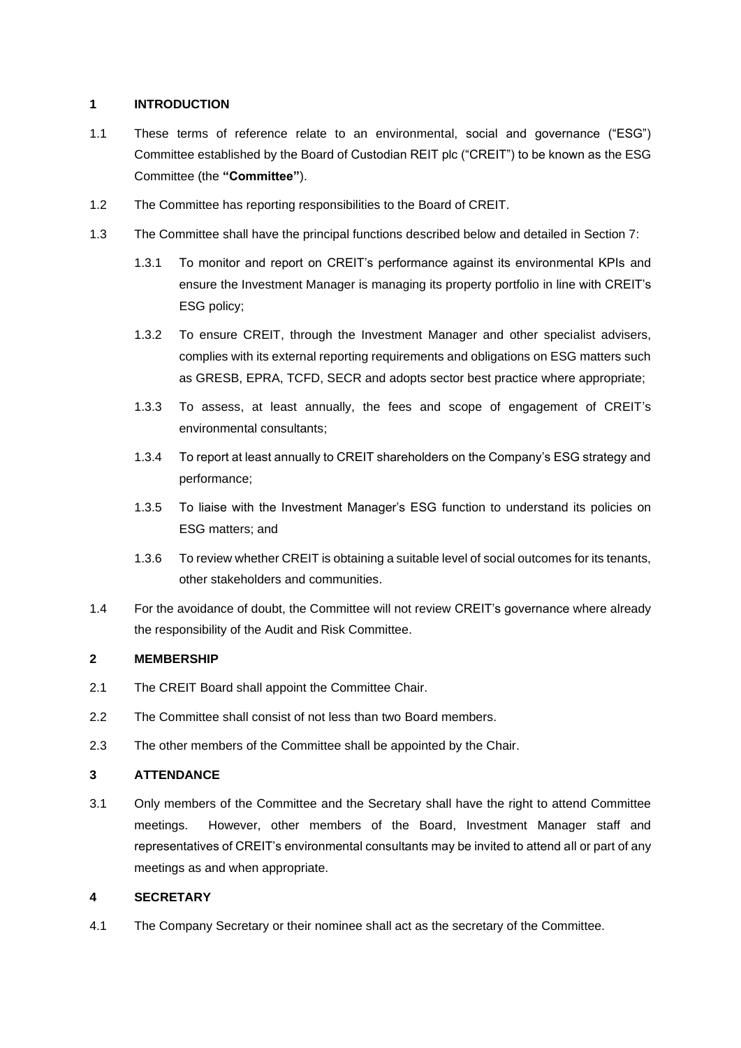## 1 INTRODUCTION

1.1 These terms of reference relate to an environmental, social and governance ("ESG") Committee established by the Board of Custodian REIT plc ("CREIT") to be known as the ESG Committee (the **"Committee"**).

1.2 The Committee has reporting responsibilities to the Board of CREIT.

1.3 The Committee shall have the principal functions described below and detailed in Section 7:

1.3.1 To monitor and report on CREIT's performance against its environmental KPIs and ensure the Investment Manager is managing its property portfolio in line with CREIT's ESG policy;

1.3.2 To ensure CREIT, through the Investment Manager and other specialist advisers, complies with its external reporting requirements and obligations on ESG matters such as GRESB, EPRA, TCFD, SECR and adopts sector best practice where appropriate;

1.3.3 To assess, at least annually, the fees and scope of engagement of CREIT's environmental consultants;

1.3.4 To report at least annually to CREIT shareholders on the Company's ESG strategy and performance;

1.3.5 To liaise with the Investment Manager's ESG function to understand its policies on ESG matters; and

1.3.6 To review whether CREIT is obtaining a suitable level of social outcomes for its tenants, other stakeholders and communities.

1.4 For the avoidance of doubt, the Committee will not review CREIT's governance where already the responsibility of the Audit and Risk Committee.

## 2 MEMBERSHIP

2.1 The CREIT Board shall appoint the Committee Chair.

2.2 The Committee shall consist of not less than two Board members.

2.3 The other members of the Committee shall be appointed by the Chair.

## 3 ATTENDANCE

3.1 Only members of the Committee and the Secretary shall have the right to attend Committee meetings. However, other members of the Board, Investment Manager staff and representatives of CREIT's environmental consultants may be invited to attend all or part of any meetings as and when appropriate.

## 4 SECRETARY

4.1 The Company Secretary or their nominee shall act as the secretary of the Committee.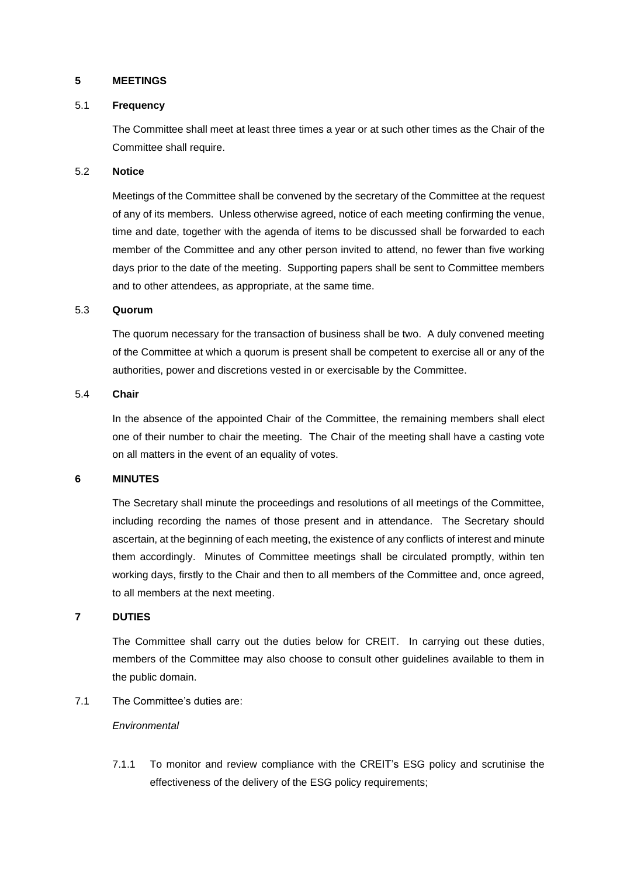## 5 MEETINGS

### 5.1 Frequency

The Committee shall meet at least three times a year or at such other times as the Chair of the Committee shall require.

### 5.2 Notice

Meetings of the Committee shall be convened by the secretary of the Committee at the request of any of its members. Unless otherwise agreed, notice of each meeting confirming the venue, time and date, together with the agenda of items to be discussed shall be forwarded to each member of the Committee and any other person invited to attend, no fewer than five working days prior to the date of the meeting. Supporting papers shall be sent to Committee members and to other attendees, as appropriate, at the same time.

### 5.3 Quorum

The quorum necessary for the transaction of business shall be two. A duly convened meeting of the Committee at which a quorum is present shall be competent to exercise all or any of the authorities, power and discretions vested in or exercisable by the Committee.

### 5.4 Chair

In the absence of the appointed Chair of the Committee, the remaining members shall elect one of their number to chair the meeting. The Chair of the meeting shall have a casting vote on all matters in the event of an equality of votes.

## 6 MINUTES

The Secretary shall minute the proceedings and resolutions of all meetings of the Committee, including recording the names of those present and in attendance. The Secretary should ascertain, at the beginning of each meeting, the existence of any conflicts of interest and minute them accordingly. Minutes of Committee meetings shall be circulated promptly, within ten working days, firstly to the Chair and then to all members of the Committee and, once agreed, to all members at the next meeting.

## 7 DUTIES

The Committee shall carry out the duties below for CREIT. In carrying out these duties, members of the Committee may also choose to consult other guidelines available to them in the public domain.

7.1 The Committee's duties are:

*Environmental*

7.1.1 To monitor and review compliance with the CREIT's ESG policy and scrutinise the effectiveness of the delivery of the ESG policy requirements;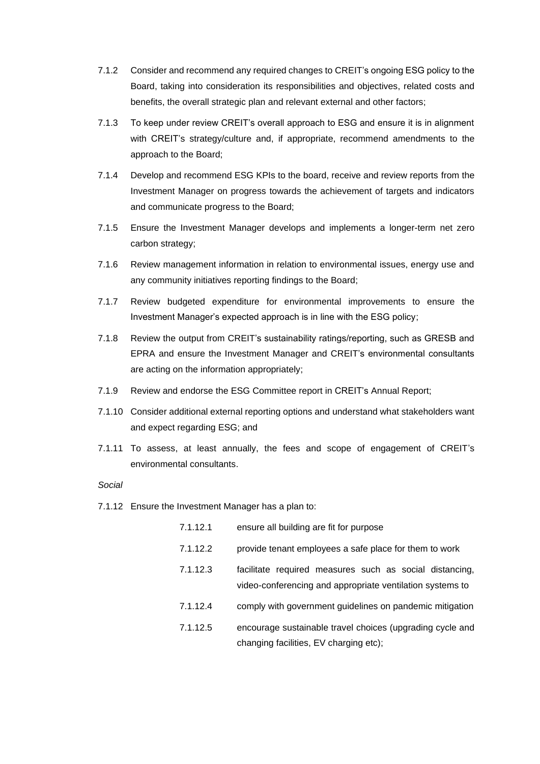7.1.2 Consider and recommend any required changes to CREIT's ongoing ESG policy to the Board, taking into consideration its responsibilities and objectives, related costs and benefits, the overall strategic plan and relevant external and other factors;

7.1.3 To keep under review CREIT's overall approach to ESG and ensure it is in alignment with CREIT's strategy/culture and, if appropriate, recommend amendments to the approach to the Board;

7.1.4 Develop and recommend ESG KPIs to the board, receive and review reports from the Investment Manager on progress towards the achievement of targets and indicators and communicate progress to the Board;

7.1.5 Ensure the Investment Manager develops and implements a longer-term net zero carbon strategy;

7.1.6 Review management information in relation to environmental issues, energy use and any community initiatives reporting findings to the Board;

7.1.7 Review budgeted expenditure for environmental improvements to ensure the Investment Manager's expected approach is in line with the ESG policy;

7.1.8 Review the output from CREIT's sustainability ratings/reporting, such as GRESB and EPRA and ensure the Investment Manager and CREIT's environmental consultants are acting on the information appropriately;

7.1.9 Review and endorse the ESG Committee report in CREIT's Annual Report;

7.1.10 Consider additional external reporting options and understand what stakeholders want and expect regarding ESG; and

7.1.11 To assess, at least annually, the fees and scope of engagement of CREIT's environmental consultants.

*Social*

7.1.12 Ensure the Investment Manager has a plan to:

7.1.12.1 ensure all building are fit for purpose

7.1.12.2 provide tenant employees a safe place for them to work

7.1.12.3 facilitate required measures such as social distancing, video-conferencing and appropriate ventilation systems to

7.1.12.4 comply with government guidelines on pandemic mitigation

7.1.12.5 encourage sustainable travel choices (upgrading cycle and changing facilities, EV charging etc);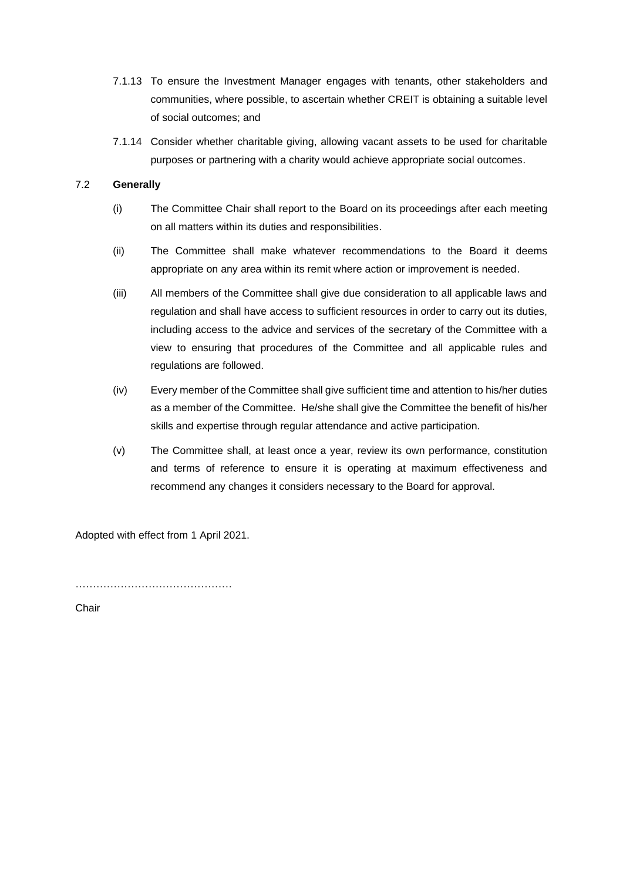7.1.13 To ensure the Investment Manager engages with tenants, other stakeholders and communities, where possible, to ascertain whether CREIT is obtaining a suitable level of social outcomes; and

7.1.14 Consider whether charitable giving, allowing vacant assets to be used for charitable purposes or partnering with a charity would achieve appropriate social outcomes.

7.2 **Generally**

(i) The Committee Chair shall report to the Board on its proceedings after each meeting on all matters within its duties and responsibilities.

(ii) The Committee shall make whatever recommendations to the Board it deems appropriate on any area within its remit where action or improvement is needed.

(iii) All members of the Committee shall give due consideration to all applicable laws and regulation and shall have access to sufficient resources in order to carry out its duties, including access to the advice and services of the secretary of the Committee with a view to ensuring that procedures of the Committee and all applicable rules and regulations are followed.

(iv) Every member of the Committee shall give sufficient time and attention to his/her duties as a member of the Committee. He/she shall give the Committee the benefit of his/her skills and expertise through regular attendance and active participation.

(v) The Committee shall, at least once a year, review its own performance, constitution and terms of reference to ensure it is operating at maximum effectiveness and recommend any changes it considers necessary to the Board for approval.

Adopted with effect from 1 April 2021.

………………………………………

Chair